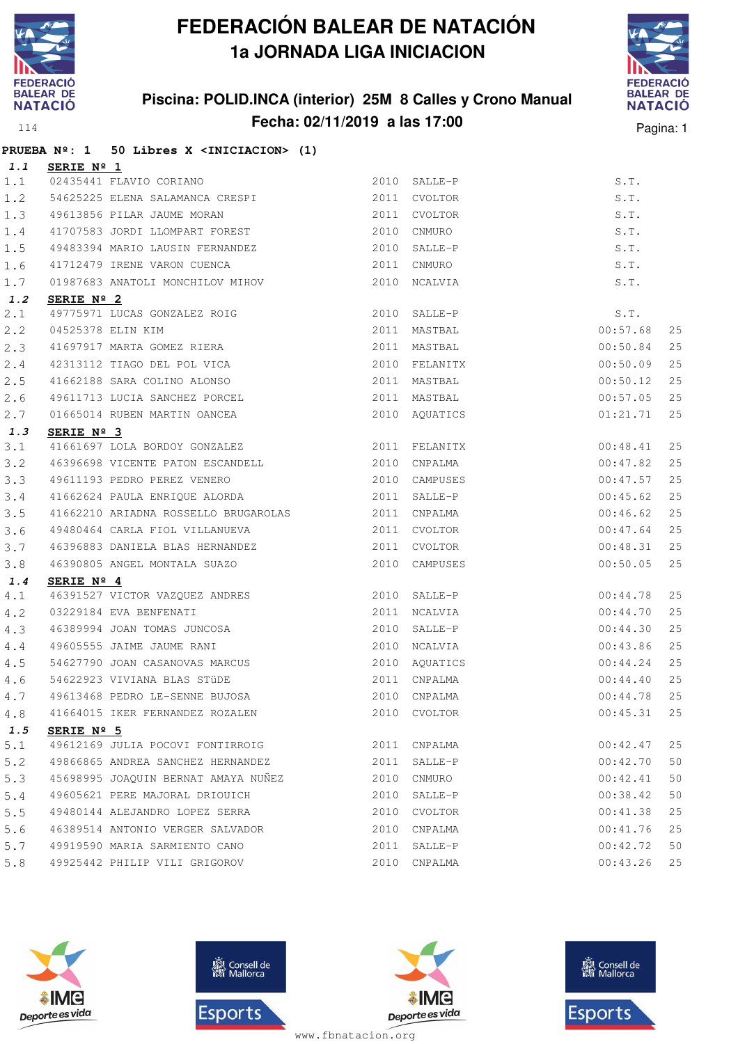# FEDERACIÓN BALEAR DE NATACIÓN
## 1a JORNADA LIGA INICIACION

### Piscina: POLID.INCA (interior) 25M 8 Calles y Crono Manual
### Fecha: 02/11/2019 a las 17:00

**PRUEBA Nº: 1 50 Libres X <INICIACION> (1)**

**1.1 SERIE Nº 1**

| | | | | | | |
|---|---|---|---|---|---|---|
| 1.1 | 02435441 | FLAVIO CORIANO | 2010 | SALLE-P | S.T. | |
| 1.2 | 54625225 | ELENA SALAMANCA CRESPI | 2011 | CVOLTOR | S.T. | |
| 1.3 | 49613856 | PILAR JAUME MORAN | 2011 | CVOLTOR | S.T. | |
| 1.4 | 41707583 | JORDI LLOMPART FOREST | 2010 | CNMURO | S.T. | |
| 1.5 | 49483394 | MARIO LAUSIN FERNANDEZ | 2010 | SALLE-P | S.T. | |
| 1.6 | 41712479 | IRENE VARON CUENCA | 2011 | CNMURO | S.T. | |
| 1.7 | 01987683 | ANATOLI MONCHILOV MIHOV | 2010 | NCALVIA | S.T. | |

**1.2 SERIE Nº 2**

| | | | | | | |
|---|---|---|---|---|---|---|
| 2.1 | 49775971 | LUCAS GONZALEZ ROIG | 2010 | SALLE-P | S.T. | |
| 2.2 | 04525378 | ELIN KIM | 2011 | MASTBAL | 00:57.68 | 25 |
| 2.3 | 41697917 | MARTA GOMEZ RIERA | 2011 | MASTBAL | 00:50.84 | 25 |
| 2.4 | 42313112 | TIAGO DEL POL VICA | 2010 | FELANITX | 00:50.09 | 25 |
| 2.5 | 41662188 | SARA COLINO ALONSO | 2011 | MASTBAL | 00:50.12 | 25 |
| 2.6 | 49611713 | LUCIA SANCHEZ PORCEL | 2011 | MASTBAL | 00:57.05 | 25 |
| 2.7 | 01665014 | RUBEN MARTIN OANCEA | 2010 | AQUATICS | 01:21.71 | 25 |

**1.3 SERIE Nº 3**

| | | | | | | |
|---|---|---|---|---|---|---|
| 3.1 | 41661697 | LOLA BORDOY GONZALEZ | 2011 | FELANITX | 00:48.41 | 25 |
| 3.2 | 46396698 | VICENTE PATON ESCANDELL | 2010 | CNPALMA | 00:47.82 | 25 |
| 3.3 | 49611193 | PEDRO PEREZ VENERO | 2010 | CAMPUSES | 00:47.57 | 25 |
| 3.4 | 41662624 | PAULA ENRIQUE ALORDA | 2011 | SALLE-P | 00:45.62 | 25 |
| 3.5 | 41662210 | ARIADNA ROSSELLO BRUGAROLAS | 2011 | CNPALMA | 00:46.62 | 25 |
| 3.6 | 49480464 | CARLA FIOL VILLANUEVA | 2011 | CVOLTOR | 00:47.64 | 25 |
| 3.7 | 46396883 | DANIELA BLAS HERNANDEZ | 2011 | CVOLTOR | 00:48.31 | 25 |
| 3.8 | 46390805 | ANGEL MONTALA SUAZO | 2010 | CAMPUSES | 00:50.05 | 25 |

**1.4 SERIE Nº 4**

| | | | | | | |
|---|---|---|---|---|---|---|
| 4.1 | 46391527 | VICTOR VAZQUEZ ANDRES | 2010 | SALLE-P | 00:44.78 | 25 |
| 4.2 | 03229184 | EVA BENFENATI | 2011 | NCALVIA | 00:44.70 | 25 |
| 4.3 | 46389994 | JOAN TOMAS JUNCOSA | 2010 | SALLE-P | 00:44.30 | 25 |
| 4.4 | 49605555 | JAIME JAUME RANI | 2010 | NCALVIA | 00:43.86 | 25 |
| 4.5 | 54627790 | JOAN CASANOVAS MARCUS | 2010 | AQUATICS | 00:44.24 | 25 |
| 4.6 | 54622923 | VIVIANA BLAS STÜDE | 2011 | CNPALMA | 00:44.40 | 25 |
| 4.7 | 49613468 | PEDRO LE-SENNE BUJOSA | 2010 | CNPALMA | 00:44.78 | 25 |
| 4.8 | 41664015 | IKER FERNANDEZ ROZALEN | 2010 | CVOLTOR | 00:45.31 | 25 |

**1.5 SERIE Nº 5**

| | | | | | | |
|---|---|---|---|---|---|---|
| 5.1 | 49612169 | JULIA POCOVI FONTIRROIG | 2011 | CNPALMA | 00:42.47 | 25 |
| 5.2 | 49866865 | ANDREA SANCHEZ HERNANDEZ | 2011 | SALLE-P | 00:42.70 | 50 |
| 5.3 | 45698995 | JOAQUIN BERNAT AMAYA NUÑEZ | 2010 | CNMURO | 00:42.41 | 50 |
| 5.4 | 49605621 | PERE MAJORAL DRIOUICH | 2010 | SALLE-P | 00:38.42 | 50 |
| 5.5 | 49480144 | ALEJANDRO LOPEZ SERRA | 2010 | CVOLTOR | 00:41.38 | 25 |
| 5.6 | 46389514 | ANTONIO VERGER SALVADOR | 2010 | CNPALMA | 00:41.76 | 25 |
| 5.7 | 49919590 | MARIA SARMIENTO CANO | 2011 | SALLE-P | 00:42.72 | 50 |
| 5.8 | 49925442 | PHILIP VILI GRIGOROV | 2010 | CNPALMA | 00:43.26 | 25 |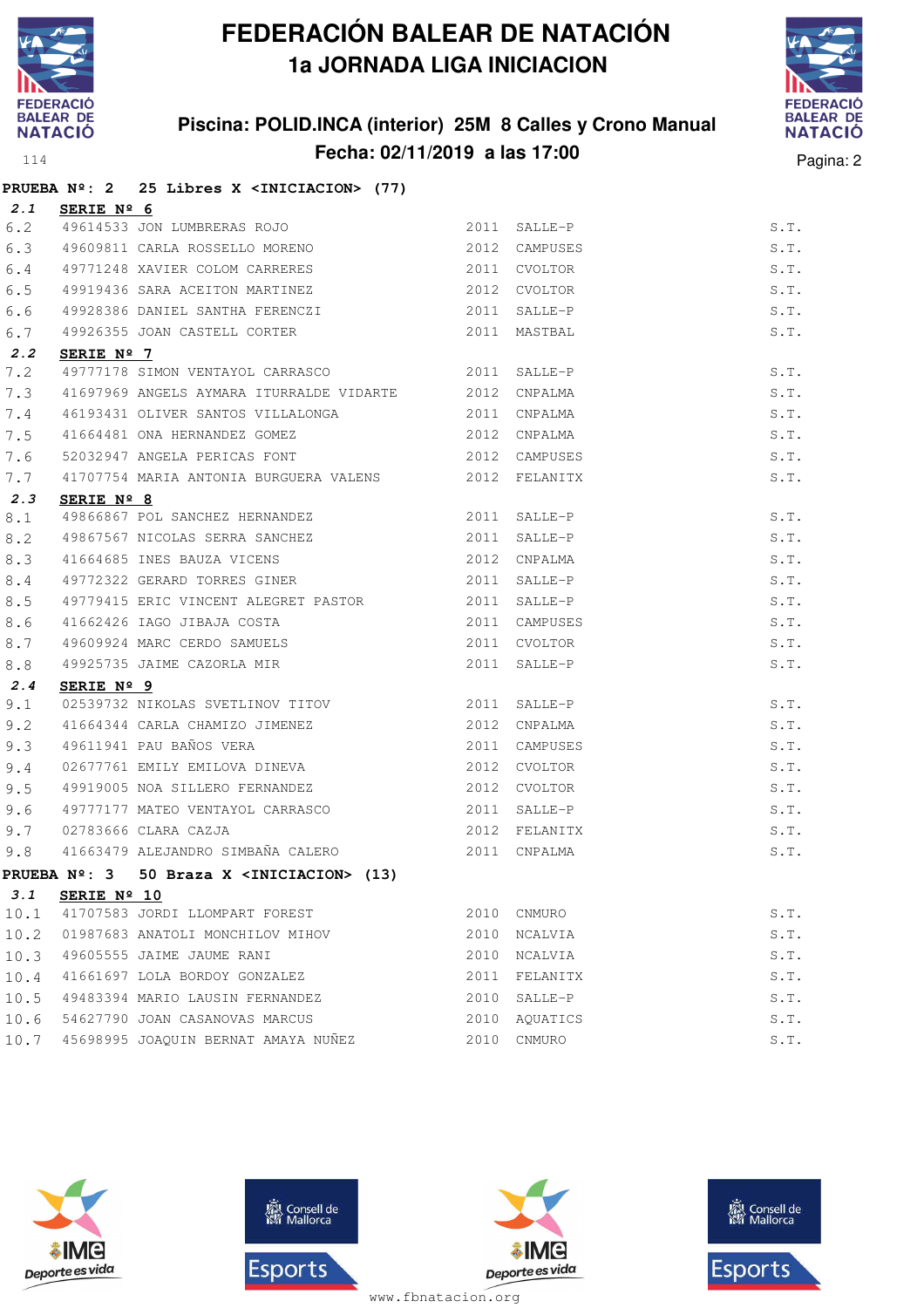# FEDERACIÓN BALEAR DE NATACIÓN
## 1a JORNADA LIGA INICIACION

### Piscina: POLID.INCA (interior) 25M 8 Calles y Crono Manual
### Fecha: 02/11/2019 a las 17:00

**PRUEBA Nº: 2 25 Libres X <INICIACION> (77)**

***2.1*** **SERIE Nº 6**

| | | | | | |
|---|---|---|---|---|---|
| 6.2 | 49614533 | JON LUMBRERAS ROJO | 2011 | SALLE-P | S.T. |
| 6.3 | 49609811 | CARLA ROSSELLO MORENO | 2012 | CAMPUSES | S.T. |
| 6.4 | 49771248 | XAVIER COLOM CARRERES | 2011 | CVOLTOR | S.T. |
| 6.5 | 49919436 | SARA ACEITON MARTINEZ | 2012 | CVOLTOR | S.T. |
| 6.6 | 49928386 | DANIEL SANTHA FERENCZI | 2011 | SALLE-P | S.T. |
| 6.7 | 49926355 | JOAN CASTELL CORTER | 2011 | MASTBAL | S.T. |

***2.2*** **SERIE Nº 7**

| | | | | | |
|---|---|---|---|---|---|
| 7.2 | 49777178 | SIMON VENTAYOL CARRASCO | 2011 | SALLE-P | S.T. |
| 7.3 | 41697969 | ANGELS AYMARA ITURRALDE VIDARTE | 2012 | CNPALMA | S.T. |
| 7.4 | 46193431 | OLIVER SANTOS VILLALONGA | 2011 | CNPALMA | S.T. |
| 7.5 | 41664481 | ONA HERNANDEZ GOMEZ | 2012 | CNPALMA | S.T. |
| 7.6 | 52032947 | ANGELA PERICAS FONT | 2012 | CAMPUSES | S.T. |
| 7.7 | 41707754 | MARIA ANTONIA BURGUERA VALENS | 2012 | FELANITX | S.T. |

***2.3*** **SERIE Nº 8**

| | | | | | |
|---|---|---|---|---|---|
| 8.1 | 49866867 | POL SANCHEZ HERNANDEZ | 2011 | SALLE-P | S.T. |
| 8.2 | 49867567 | NICOLAS SERRA SANCHEZ | 2011 | SALLE-P | S.T. |
| 8.3 | 41664685 | INES BAUZA VICENS | 2012 | CNPALMA | S.T. |
| 8.4 | 49772322 | GERARD TORRES GINER | 2011 | SALLE-P | S.T. |
| 8.5 | 49779415 | ERIC VINCENT ALEGRET PASTOR | 2011 | SALLE-P | S.T. |
| 8.6 | 41662426 | IAGO JIBAJA COSTA | 2011 | CAMPUSES | S.T. |
| 8.7 | 49609924 | MARC CERDO SAMUELS | 2011 | CVOLTOR | S.T. |
| 8.8 | 49925735 | JAIME CAZORLA MIR | 2011 | SALLE-P | S.T. |

***2.4*** **SERIE Nº 9**

| | | | | | |
|---|---|---|---|---|---|
| 9.1 | 02539732 | NIKOLAS SVETLINOV TITOV | 2011 | SALLE-P | S.T. |
| 9.2 | 41664344 | CARLA CHAMIZO JIMENEZ | 2012 | CNPALMA | S.T. |
| 9.3 | 49611941 | PAU BAÑOS VERA | 2011 | CAMPUSES | S.T. |
| 9.4 | 02677761 | EMILY EMILOVA DINEVA | 2012 | CVOLTOR | S.T. |
| 9.5 | 49919005 | NOA SILLERO FERNANDEZ | 2012 | CVOLTOR | S.T. |
| 9.6 | 49777177 | MATEO VENTAYOL CARRASCO | 2011 | SALLE-P | S.T. |
| 9.7 | 02783666 | CLARA CAZJA | 2012 | FELANITX | S.T. |
| 9.8 | 41663479 | ALEJANDRO SIMBAÑA CALERO | 2011 | CNPALMA | S.T. |

**PRUEBA Nº: 3 50 Braza X <INICIACION> (13)**

***3.1*** **SERIE Nº 10**

| | | | | | |
|---|---|---|---|---|---|
| 10.1 | 41707583 | JORDI LLOMPART FOREST | 2010 | CNMURO | S.T. |
| 10.2 | 01987683 | ANATOLI MONCHILOV MIHOV | 2010 | NCALVIA | S.T. |
| 10.3 | 49605555 | JAIME JAUME RANI | 2010 | NCALVIA | S.T. |
| 10.4 | 41661697 | LOLA BORDOY GONZALEZ | 2011 | FELANITX | S.T. |
| 10.5 | 49483394 | MARIO LAUSIN FERNANDEZ | 2010 | SALLE-P | S.T. |
| 10.6 | 54627790 | JOAN CASANOVAS MARCUS | 2010 | AQUATICS | S.T. |
| 10.7 | 45698995 | JOAQUIN BERNAT AMAYA NUÑEZ | 2010 | CNMURO | S.T. |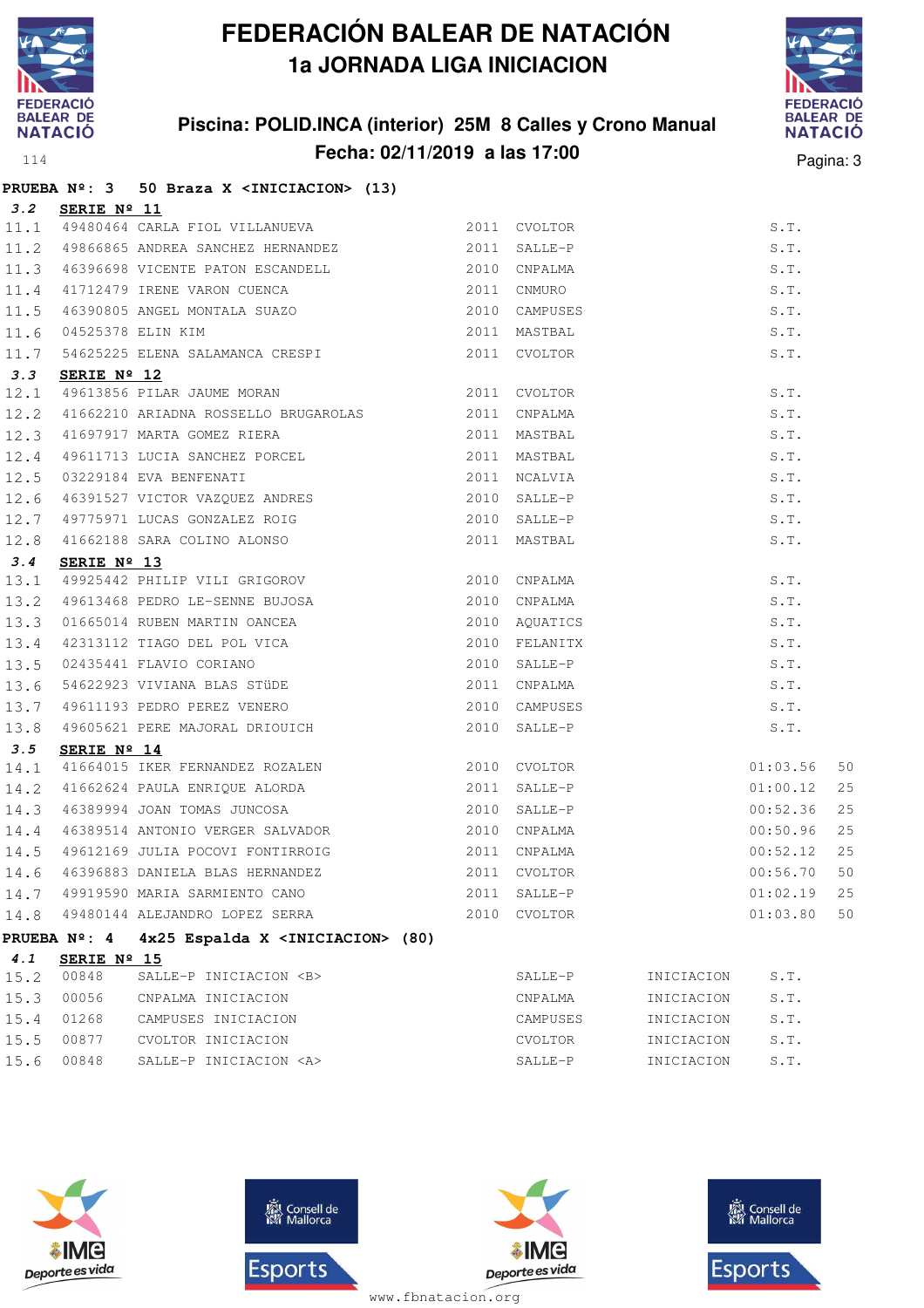# FEDERACIÓN BALEAR DE NATACIÓN

## 1a JORNADA LIGA INICIACION

### Piscina: POLID.INCA (interior) 25M 8 Calles y Crono Manual

### Fecha: 02/11/2019 a las 17:00

**PRUEBA Nº: 3 50 Braza X <INICIACION> (13)**

**3.2 SERIE Nº 11**

| | | | | | | |
|---|---|---|---|---|---|---|
| 11.1 | 49480464 | CARLA FIOL VILLANUEVA | 2011 | CVOLTOR | S.T. | |
| 11.2 | 49866865 | ANDREA SANCHEZ HERNANDEZ | 2011 | SALLE-P | S.T. | |
| 11.3 | 46396698 | VICENTE PATON ESCANDELL | 2010 | CNPALMA | S.T. | |
| 11.4 | 41712479 | IRENE VARON CUENCA | 2011 | CNMURO | S.T. | |
| 11.5 | 46390805 | ANGEL MONTALA SUAZO | 2010 | CAMPUSES | S.T. | |
| 11.6 | 04525378 | ELIN KIM | 2011 | MASTBAL | S.T. | |
| 11.7 | 54625225 | ELENA SALAMANCA CRESPI | 2011 | CVOLTOR | S.T. | |

**3.3 SERIE Nº 12**

| | | | | | | |
|---|---|---|---|---|---|---|
| 12.1 | 49613856 | PILAR JAUME MORAN | 2011 | CVOLTOR | S.T. | |
| 12.2 | 41662210 | ARIADNA ROSSELLO BRUGAROLAS | 2011 | CNPALMA | S.T. | |
| 12.3 | 41697917 | MARTA GOMEZ RIERA | 2011 | MASTBAL | S.T. | |
| 12.4 | 49611713 | LUCIA SANCHEZ PORCEL | 2011 | MASTBAL | S.T. | |
| 12.5 | 03229184 | EVA BENFENATI | 2011 | NCALVIA | S.T. | |
| 12.6 | 46391527 | VICTOR VAZQUEZ ANDRES | 2010 | SALLE-P | S.T. | |
| 12.7 | 49775971 | LUCAS GONZALEZ ROIG | 2010 | SALLE-P | S.T. | |
| 12.8 | 41662188 | SARA COLINO ALONSO | 2011 | MASTBAL | S.T. | |

**3.4 SERIE Nº 13**

| | | | | | | |
|---|---|---|---|---|---|---|
| 13.1 | 49925442 | PHILIP VILI GRIGOROV | 2010 | CNPALMA | S.T. | |
| 13.2 | 49613468 | PEDRO LE-SENNE BUJOSA | 2010 | CNPALMA | S.T. | |
| 13.3 | 01665014 | RUBEN MARTIN OANCEA | 2010 | AQUATICS | S.T. | |
| 13.4 | 42313112 | TIAGO DEL POL VICA | 2010 | FELANITX | S.T. | |
| 13.5 | 02435441 | FLAVIO CORIANO | 2010 | SALLE-P | S.T. | |
| 13.6 | 54622923 | VIVIANA BLAS STÜDE | 2011 | CNPALMA | S.T. | |
| 13.7 | 49611193 | PEDRO PEREZ VENERO | 2010 | CAMPUSES | S.T. | |
| 13.8 | 49605621 | PERE MAJORAL DRIOUICH | 2010 | SALLE-P | S.T. | |

**3.5 SERIE Nº 14**

| | | | | | | |
|---|---|---|---|---|---|---|
| 14.1 | 41664015 | IKER FERNANDEZ ROZALEN | 2010 | CVOLTOR | 01:03.56 | 50 |
| 14.2 | 41662624 | PAULA ENRIQUE ALORDA | 2011 | SALLE-P | 01:00.12 | 25 |
| 14.3 | 46389994 | JOAN TOMAS JUNCOSA | 2010 | SALLE-P | 00:52.36 | 25 |
| 14.4 | 46389514 | ANTONIO VERGER SALVADOR | 2010 | CNPALMA | 00:50.96 | 25 |
| 14.5 | 49612169 | JULIA POCOVI FONTIRROIG | 2011 | CNPALMA | 00:52.12 | 25 |
| 14.6 | 46396883 | DANIELA BLAS HERNANDEZ | 2011 | CVOLTOR | 00:56.70 | 50 |
| 14.7 | 49919590 | MARIA SARMIENTO CANO | 2011 | SALLE-P | 01:02.19 | 25 |
| 14.8 | 49480144 | ALEJANDRO LOPEZ SERRA | 2010 | CVOLTOR | 01:03.80 | 50 |

**PRUEBA Nº: 4 4x25 Espalda X <INICIACION> (80)**

**4.1 SERIE Nº 15**

| | | | | | |
|---|---|---|---|---|---|
| 15.2 | 00848 | SALLE-P INICIACION <B> | SALLE-P | INICIACION | S.T. |
| 15.3 | 00056 | CNPALMA INICIACION | CNPALMA | INICIACION | S.T. |
| 15.4 | 01268 | CAMPUSES INICIACION | CAMPUSES | INICIACION | S.T. |
| 15.5 | 00877 | CVOLTOR INICIACION | CVOLTOR | INICIACION | S.T. |
| 15.6 | 00848 | SALLE-P INICIACION <A> | SALLE-P | INICIACION | S.T. |

www.fbnatacion.org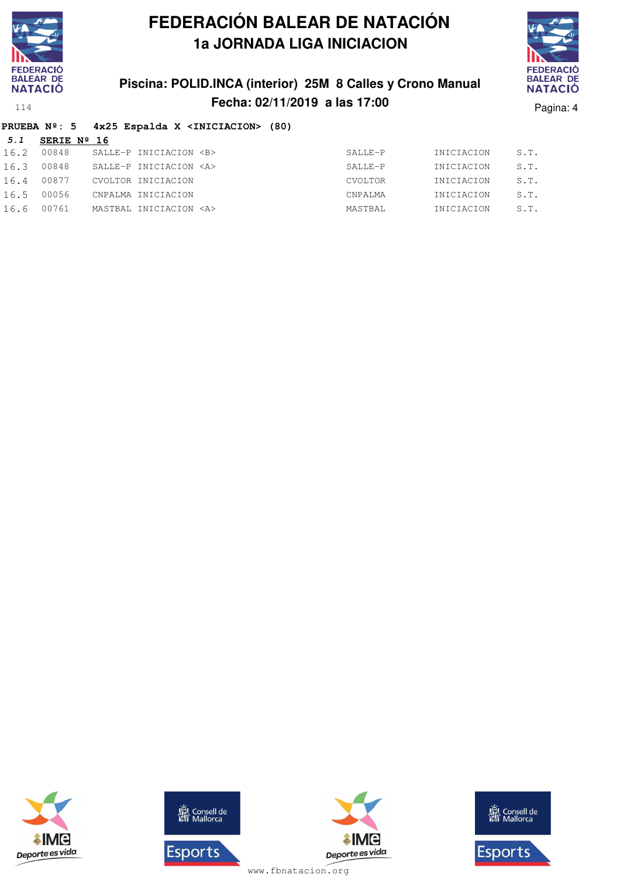**PRUEBA Nº: 5   4x25 Espalda X <INICIACION> (80)**

***5.1*** **SERIE Nº 16**

| | | | | | |
|---|---|---|---|---|---|
| 16.2 | 00848 | SALLE-P INICIACION <B> | SALLE-P | INICIACION | S.T. |
| 16.3 | 00848 | SALLE-P INICIACION <A> | SALLE-P | INICIACION | S.T. |
| 16.4 | 00877 | CVOLTOR INICIACION | CVOLTOR | INICIACION | S.T. |
| 16.5 | 00056 | CNPALMA INICIACION | CNPALMA | INICIACION | S.T. |
| 16.6 | 00761 | MASTBAL INICIACION <A> | MASTBAL | INICIACION | S.T. |